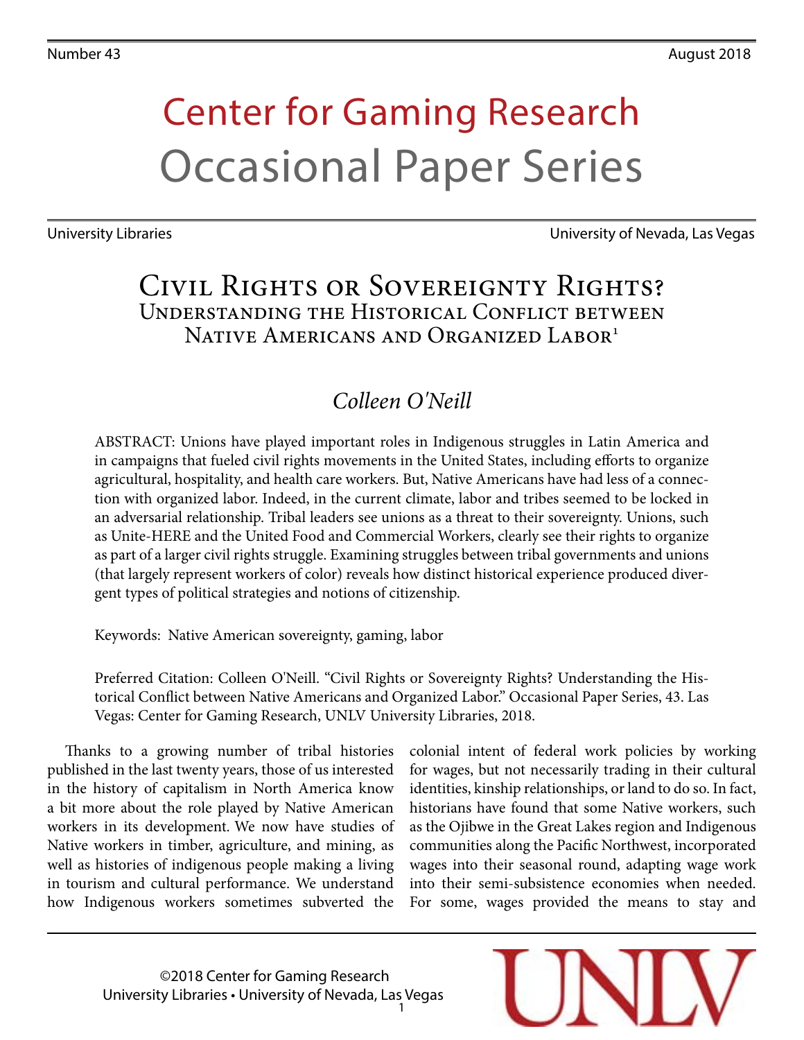Number 43 August 2018

# Center for Gaming Research
# Occasional Paper Series

University Libraries University of Nevada, Las Vegas

## Civil Rights or Sovereignty Rights?
### Understanding the Historical Conflict between Native Americans and Organized Labor[1]

*Colleen O'Neill*

ABSTRACT: Unions have played important roles in Indigenous struggles in Latin America and in campaigns that fueled civil rights movements in the United States, including efforts to organize agricultural, hospitality, and health care workers. But, Native Americans have had less of a connection with organized labor. Indeed, in the current climate, labor and tribes seemed to be locked in an adversarial relationship. Tribal leaders see unions as a threat to their sovereignty. Unions, such as Unite-HERE and the United Food and Commercial Workers, clearly see their rights to organize as part of a larger civil rights struggle. Examining struggles between tribal governments and unions (that largely represent workers of color) reveals how distinct historical experience produced divergent types of political strategies and notions of citizenship.

Keywords: Native American sovereignty, gaming, labor

Preferred Citation: Colleen O'Neill. "Civil Rights or Sovereignty Rights? Understanding the Historical Conflict between Native Americans and Organized Labor." Occasional Paper Series, 43. Las Vegas: Center for Gaming Research, UNLV University Libraries, 2018.

Thanks to a growing number of tribal histories published in the last twenty years, those of us interested in the history of capitalism in North America know a bit more about the role played by Native American workers in its development. We now have studies of Native workers in timber, agriculture, and mining, as well as histories of indigenous people making a living in tourism and cultural performance. We understand how Indigenous workers sometimes subverted the colonial intent of federal work policies by working for wages, but not necessarily trading in their cultural identities, kinship relationships, or land to do so. In fact, historians have found that some Native workers, such as the Ojibwe in the Great Lakes region and Indigenous communities along the Pacific Northwest, incorporated wages into their seasonal round, adapting wage work into their semi-subsistence economies when needed. For some, wages provided the means to stay and

©2018 Center for Gaming Research
University Libraries • University of Nevada, Las Vegas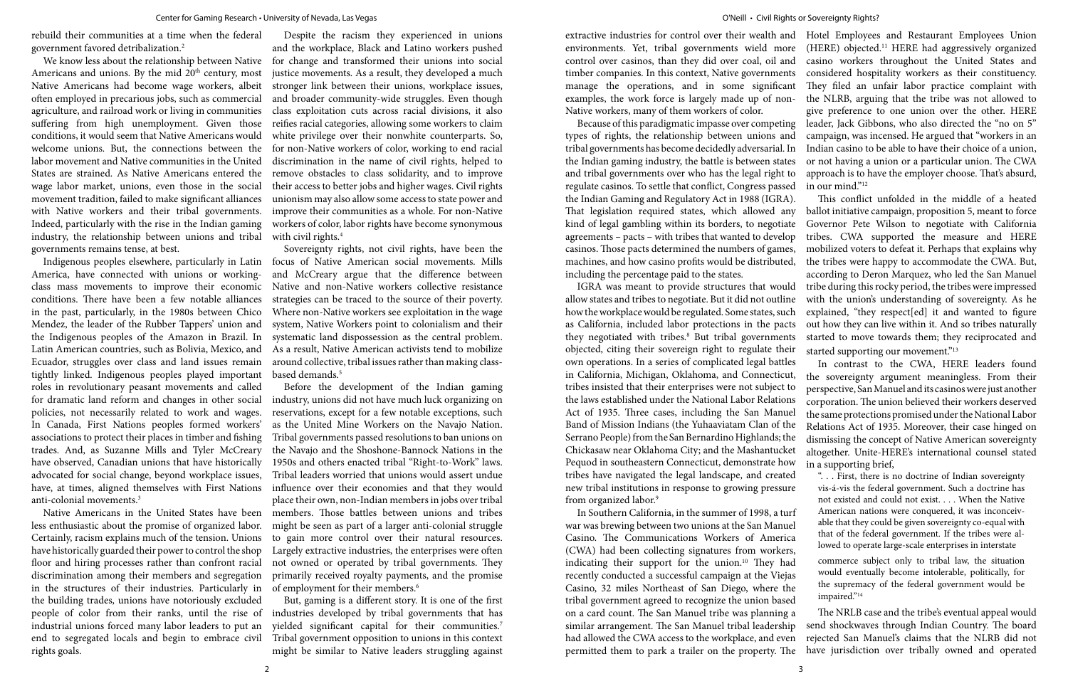rebuild their communities at a time when the federal government favored detribalization.[2]

We know less about the relationship between Native Americans and unions. By the mid 20th century, most Native Americans had become wage workers, albeit often employed in precarious jobs, such as commercial agriculture, and railroad work or living in communities suffering from high unemployment. Given those conditions, it would seem that Native Americans would welcome unions. But, the connections between the labor movement and Native communities in the United States are strained. As Native Americans entered the wage labor market, unions, even those in the social movement tradition, failed to make significant alliances with Native workers and their tribal governments. Indeed, particularly with the rise in the Indian gaming industry, the relationship between unions and tribal governments remains tense, at best.

Indigenous peoples elsewhere, particularly in Latin America, have connected with unions or working-class mass movements to improve their economic conditions. There have been a few notable alliances in the past, particularly, in the 1980s between Chico Mendez, the leader of the Rubber Tappers' union and the Indigenous peoples of the Amazon in Brazil. In Latin American countries, such as Bolivia, Mexico, and Ecuador, struggles over class and land issues remain tightly linked. Indigenous peoples played important roles in revolutionary peasant movements and called for dramatic land reform and changes in other social policies, not necessarily related to work and wages. In Canada, First Nations peoples formed workers' associations to protect their places in timber and fishing trades. And, as Suzanne Mills and Tyler McCreary have observed, Canadian unions that have historically advocated for social change, beyond workplace issues, have, at times, aligned themselves with First Nations anti-colonial movements.[3]

Native Americans in the United States have been less enthusiastic about the promise of organized labor. Certainly, racism explains much of the tension. Unions have historically guarded their power to control the shop floor and hiring processes rather than confront racial discrimination among their members and segregation in the structures of their industries. Particularly in the building trades, unions have notoriously excluded people of color from their ranks, until the rise of industrial unions forced many labor leaders to put an end to segregated locals and begin to embrace civil rights goals.

Despite the racism they experienced in unions and the workplace, Black and Latino workers pushed for change and transformed their unions into social justice movements. As a result, they developed a much stronger link between their unions, workplace issues, and broader community-wide struggles. Even though class exploitation cuts across racial divisions, it also reifies racial categories, allowing some workers to claim white privilege over their nonwhite counterparts. So, for non-Native workers of color, working to end racial discrimination in the name of civil rights, helped to remove obstacles to class solidarity, and to improve their access to better jobs and higher wages. Civil rights unionism may also allow some access to state power and improve their communities as a whole. For non-Native workers of color, labor rights have become synonymous with civil rights.[4]

Sovereignty rights, not civil rights, have been the focus of Native American social movements. Mills and McCreary argue that the difference between Native and non-Native workers collective resistance strategies can be traced to the source of their poverty. Where non-Native workers see exploitation in the wage system, Native Workers point to colonialism and their systematic land dispossession as the central problem. As a result, Native American activists tend to mobilize around collective, tribal issues rather than making class-based demands.[5]

Before the development of the Indian gaming industry, unions did not have much luck organizing on reservations, except for a few notable exceptions, such as the United Mine Workers on the Navajo Nation. Tribal governments passed resolutions to ban unions on the Navajo and the Shoshone-Bannock Nations in the 1950s and others enacted tribal "Right-to-Work" laws. Tribal leaders worried that unions would assert undue influence over their economies and that they would place their own, non-Indian members in jobs over tribal members. Those battles between unions and tribes might be seen as part of a larger anti-colonial struggle to gain more control over their natural resources. Largely extractive industries, the enterprises were often not owned or operated by tribal governments. They primarily received royalty payments, and the promise of employment for their members.[6]

But, gaming is a different story. It is one of the first industries developed by tribal governments that has yielded significant capital for their communities.[7] Tribal government opposition to unions in this context might be similar to Native leaders struggling against extractive industries for control over their wealth and environments. Yet, tribal governments wield more control over casinos, than they did over coal, oil and timber companies. In this context, Native governments manage the operations, and in some significant examples, the work force is largely made up of non-Native workers, many of them workers of color.

Because of this paradigmatic impasse over competing types of rights, the relationship between unions and tribal governments has become decidedly adversarial. In the Indian gaming industry, the battle is between states and tribal governments over who has the legal right to regulate casinos. To settle that conflict, Congress passed the Indian Gaming and Regulatory Act in 1988 (IGRA). That legislation required states, which allowed any kind of legal gambling within its borders, to negotiate agreements – pacts – with tribes that wanted to develop casinos. Those pacts determined the numbers of games, machines, and how casino profits would be distributed, including the percentage paid to the states.

IGRA was meant to provide structures that would allow states and tribes to negotiate. But it did not outline how the workplace would be regulated. Some states, such as California, included labor protections in the pacts they negotiated with tribes.[8] But tribal governments objected, citing their sovereign right to regulate their own operations. In a series of complicated legal battles in California, Michigan, Oklahoma, and Connecticut, tribes insisted that their enterprises were not subject to the laws established under the National Labor Relations Act of 1935. Three cases, including the San Manuel Band of Mission Indians (the Yuhaaviatam Clan of the Serrano People) from the San Bernardino Highlands; the Chickasaw near Oklahoma City; and the Mashantucket Pequod in southeastern Connecticut, demonstrate how tribes have navigated the legal landscape, and created new tribal institutions in response to growing pressure from organized labor.[9]

In Southern California, in the summer of 1998, a turf war was brewing between two unions at the San Manuel Casino. The Communications Workers of America (CWA) had been collecting signatures from workers, indicating their support for the union.[10] They had recently conducted a successful campaign at the Viejas Casino, 32 miles Northeast of San Diego, where the tribal government agreed to recognize the union based on a card count. The San Manuel tribe was planning a similar arrangement. The San Manuel tribal leadership had allowed the CWA access to the workplace, and even permitted them to park a trailer on the property. The Hotel Employees and Restaurant Employees Union (HERE) objected.[11] HERE had aggressively organized casino workers throughout the United States and considered hospitality workers as their constituency. They filed an unfair labor practice complaint with the NLRB, arguing that the tribe was not allowed to give preference to one union over the other. HERE leader, Jack Gibbons, who also directed the "no on 5" campaign, was incensed. He argued that "workers in an Indian casino to be able to have their choice of a union, or not having a union or a particular union. The CWA approach is to have the employer choose. That's absurd, in our mind."[12]

This conflict unfolded in the middle of a heated ballot initiative campaign, proposition 5, meant to force Governor Pete Wilson to negotiate with California tribes. CWA supported the measure and HERE mobilized voters to defeat it. Perhaps that explains why the tribes were happy to accommodate the CWA. But, according to Deron Marquez, who led the San Manuel tribe during this rocky period, the tribes were impressed with the union's understanding of sovereignty. As he explained, "they respect[ed] it and wanted to figure out how they can live within it. And so tribes naturally started to move towards them; they reciprocated and started supporting our movement."[13]

In contrast to the CWA, HERE leaders found the sovereignty argument meaningless. From their perspective, San Manuel and its casinos were just another corporation. The union believed their workers deserved the same protections promised under the National Labor Relations Act of 1935. Moreover, their case hinged on dismissing the concept of Native American sovereignty altogether. Unite-HERE's international counsel stated in a supporting brief,

> ". . . First, there is no doctrine of Indian sovereignty vis-á-vis the federal government. Such a doctrine has not existed and could not exist. . . . When the Native American nations were conquered, it was inconceivable that they could be given sovereignty co-equal with that of the federal government. If the tribes were allowed to operate large-scale enterprises in interstate commerce subject only to tribal law, the situation would eventually become intolerable, politically, for the supremacy of the federal government would be impaired."[14]

The NRLB case and the tribe's eventual appeal would send shockwaves through Indian Country. The board rejected San Manuel's claims that the NLRB did not have jurisdiction over tribally owned and operated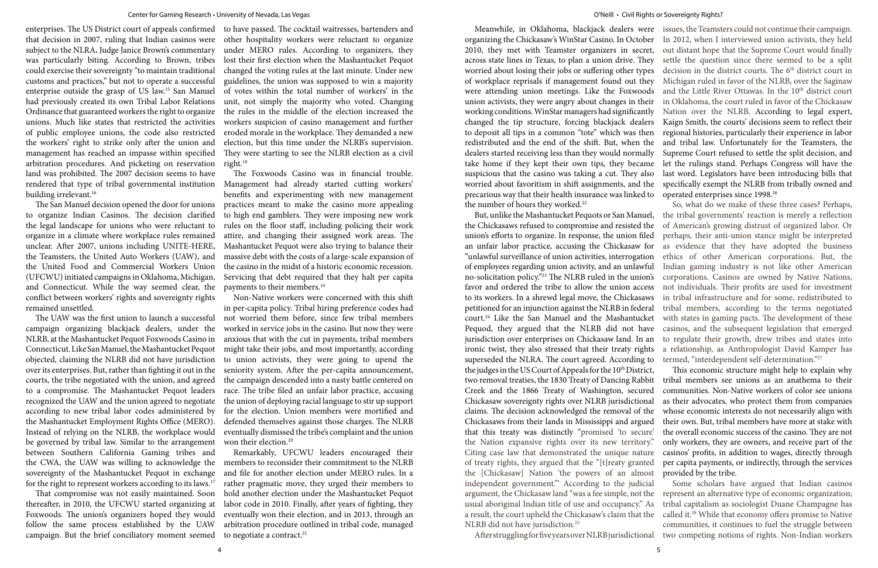enterprises. The US District court of appeals confirmed that decision in 2007, ruling that Indian casinos were subject to the NLRA**.** Judge Janice Brown's commentary was particularly biting. According to Brown, tribes could exercise their sovereignty "to maintain traditional customs and practices," but not to operate a successful enterprise outside the grasp of US law.[15] San Manuel had previously created its own Tribal Labor Relations Ordinance that guaranteed workers the right to organize unions. Much like states that restricted the activities of public employee unions, the code also restricted the workers' right to strike only after the union and management has reached an impasse within specified arbitration procedures. And picketing on reservation land was prohibited. The 2007 decision seems to have rendered that type of tribal governmental institution building irrelevant.[16]

The San Manuel decision opened the door for unions to organize Indian Casinos. The decision clarified the legal landscape for unions who were reluctant to organize in a climate where workplace rules remained unclear. After 2007, unions including UNITE-HERE, the Teamsters, the United Auto Workers (UAW), and the United Food and Commercial Workers Union (UFCWU) initiated campaigns in Oklahoma, Michigan, and Connecticut. While the way seemed clear, the conflict between workers' rights and sovereignty rights remained unsettled.

The UAW was the first union to launch a successful campaign organizing blackjack dealers, under the NLRB, at the Mashantucket Pequot Foxwoods Casino in Connecticut. Like San Manuel, the Mashantucket Pequot objected, claiming the NLRB did not have jurisdiction over its enterprises. But, rather than fighting it out in the courts, the tribe negotiated with the union, and agreed to a compromise. The Mashantucket Pequot leaders recognized the UAW and the union agreed to negotiate according to new tribal labor codes administered by the Mashantucket Employment Rights Office (MERO). Instead of relying on the NLRB, the workplace would be governed by tribal law. Similar to the arrangement between Southern California Gaming tribes and the CWA, the UAW was willing to acknowledge the sovereignty of the Mashantucket Pequot in exchange for the right to represent workers according to its laws.[17]

That compromise was not easily maintained. Soon thereafter, in 2010, the UFCWU started organizing at Foxwoods. The union's organizers hoped they would follow the same process established by the UAW campaign. But the brief conciliatory moment seemed to have passed. The cocktail waitresses, bartenders and other hospitality workers were reluctant to organize under MERO rules. According to organizers, they lost their first election when the Mashantucket Pequot changed the voting rules at the last minute. Under new guidelines, the union was supposed to win a majority of votes within the total number of workers' in the unit, not simply the majority who voted. Changing the rules in the middle of the election increased the workers suspicion of casino management and further eroded morale in the workplace. They demanded a new election, but this time under the NLRB's supervision. They were starting to see the NLRB election as a civil right.[18]

The Foxwoods Casino was in financial trouble. Management had already started cutting workers' benefits and experimenting with new management practices meant to make the casino more appealing to high end gamblers. They were imposing new work rules on the floor staff, including policing their work attire, and changing their assigned work areas. The Mashantucket Pequot were also trying to balance their massive debt with the costs of a large-scale expansion of the casino in the midst of a historic economic recession. Servicing that debt required that they halt per capita payments to their members.[19]

Non-Native workers were concerned with this shift in per-capita policy. Tribal hiring preference codes had not worried them before, since few tribal members worked in service jobs in the casino. But now they were anxious that with the cut in payments, tribal members might take their jobs, and most importantly, according to union activists, they were going to upend the seniority system. After the per-capita announcement, the campaign descended into a nasty battle centered on race. The tribe filed an unfair labor practice, accusing the union of deploying racial language to stir up support for the election. Union members were mortified and defended themselves against those charges. The NLRB eventually dismissed the tribe's complaint and the union won their election.[20]

Remarkably, UFCWU leaders encouraged their members to reconsider their commitment to the NLRB and file for another election under MERO rules. In a rather pragmatic move, they urged their members to hold another election under the Mashantucket Pequot labor code in 2010. Finally, after years of fighting, they eventually won their election, and in 2013, through an arbitration procedure outlined in tribal code, managed to negotiate a contract.[21]

Meanwhile, in Oklahoma, blackjack dealers were organizing the Chickasaw's WinStar Casino. In October 2010, they met with Teamster organizers in secret, across state lines in Texas, to plan a union drive. They worried about losing their jobs or suffering other types of workplace reprisals if management found out they were attending union meetings. Like the Foxwoods union activists, they were angry about changes in their working conditions. WinStar managers had significantly changed the tip structure, forcing blackjack dealers to deposit all tips in a common "tote" which was then redistributed and the end of the shift. But, when the dealers started receiving less than they would normally take home if they kept their own tips, they became suspicious that the casino was taking a cut. They also worried about favoritism in shift assignments, and the precarious way that their health insurance was linked to the number of hours they worked.[22]

But, unlike the Mashantucket Pequots or San Manuel, the Chickasaws refused to compromise and resisted the union's efforts to organize. In response, the union filed an unfair labor practice, accusing the Chickasaw for "unlawful surveillance of union activities, interrogation of employees regarding union activity, and an unlawful no-solicitation policy."[23] The NLRB ruled in the union's favor and ordered the tribe to allow the union access to its workers. In a shrewd legal move, the Chickasaws petitioned for an injunction against the NLRB in federal court.[24] Like the San Manuel and the Mashantucket Pequod, they argued that the NLRB did not have jurisdiction over enterprises on Chickasaw land. In an ironic twist, they also stressed that their treaty rights superseded the NLRA. The court agreed. According to the judges in the US Court of Appeals for the 10th District, two removal treaties, the 1830 Treaty of Dancing Rabbit Creek and the 1866 Treaty of Washington, secured Chickasaw sovereignty rights over NLRB jurisdictional claims. The decision acknowledged the removal of the Chickasaws from their lands in Mississippi and argued that this treaty was distinctly "promised 'to secure' the Nation expansive rights over its new territory." Citing case law that demonstrated the unique nature of treaty rights, they argued that the "[t]reaty granted the [Chickasaw] Nation 'the powers of an almost independent government.'" According to the judicial argument, the Chickasaw land "was a fee simple, not the usual aboriginal Indian title of use and occupancy." As a result, the court upheld the Chickasaw's claim that the NLRB did not have jurisdiction.[25]

After struggling for five years over NLRB jurisdictional issues, the Teamsters could not continue their campaign. In 2012, when I interviewed union activists, they held out distant hope that the Supreme Court would finally settle the question since there seemed to be a split decision in the district courts. The 6th district court in Michigan ruled in favor of the NLRB, over the Saginaw and the Little River Ottawas. In the 10th district court in Oklahoma, the court ruled in favor of the Chickasaw Nation over the NLRB. According to legal expert, Kaign Smith, the courts' decisions seem to reflect their regional histories, particularly their experience in labor and tribal law. Unfortunately for the Teamsters, the Supreme Court refused to settle the split decision, and let the rulings stand. Perhaps Congress will have the last word. Legislators have been introducing bills that specifically exempt the NLRB from tribally owned and operated enterprises since 1998.[26]

So, what do we make of these three cases? Perhaps, the tribal governments' reaction is merely a reflection of America's growing distrust of organized labor. Or perhaps, their anti-union stance might be interpreted as evidence that they have adopted the business ethics of other American corporations. But, the Indian gaming industry is not like other American corporations. Casinos are owned by Native Nations, not individuals. Their profits are used for investment in tribal infrastructure and for some, redistributed to tribal members, according to the terms negotiated with states in gaming pacts. The development of these casinos, and the subsequent legislation that emerged to regulate their growth, drew tribes and states into a relationship, as Anthropologist David Kamper has termed, "interdependent self-determination."[27]

This economic structure might help to explain why tribal members see unions as an anathema to their communities. Non-Native workers of color see unions as their advocates, who protect them from companies whose economic interests do not necessarily align with their own. But, tribal members have more at stake with the overall economic success of the casino. They are not only workers, they are owners, and receive part of the casinos' profits, in addition to wages, directly through per capita payments, or indirectly, through the services provided by the tribe.

Some scholars have argued that Indian casinos represent an alternative type of economic organization; tribal capitalism as sociologist Duane Champagne has called it.[28] While that economy offers promise to Native communities, it continues to fuel the struggle between two competing notions of rights. Non-Indian workers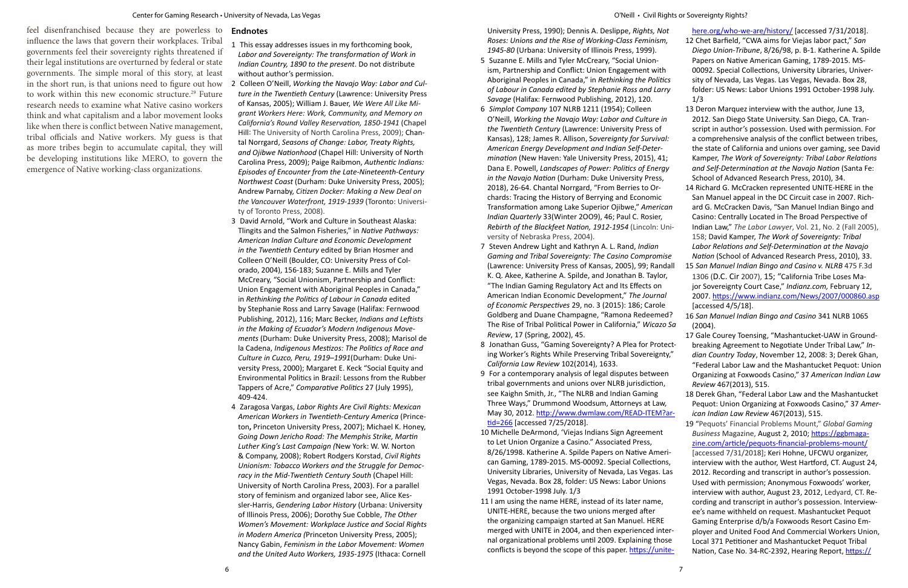feel disenfranchised because they are powerless to influence the laws that govern their workplaces. Tribal governments feel their sovereignty rights threatened if their legal institutions are overturned by federal or state governments. The simple moral of this story, at least in the short run, is that unions need to figure out how to work within this new economic structure.[29] Future research needs to examine what Native casino workers think and what capitalism and a labor movement looks like when there is conflict between Native management, tribal officials and Native workers. My guess is that as more tribes begin to accumulate capital, they will be developing institutions like MERO, to govern the emergence of Native working-class organizations.

## Endnotes

1 This essay addresses issues in my forthcoming book, *Labor and Sovereignty: The transformation of Work in Indian Country, 1890 to the present*. Do not distribute without author's permission.

2 Colleen O'Neill, *Working the Navajo Way: Labor and Culture in the Twentieth Century* (Lawrence: University Press of Kansas, 2005); William J. Bauer, *We Were All Like Migrant Workers Here: Work, Community, and Memory on California's Round Valley Reservation, 1850-1941* (Chapel Hill: The University of North Carolina Press, 2009); Chantal Norrgard, *Seasons of Change: Labor, Treaty Rights, and Ojibwe Nationhood* (Chapel Hill: University of North Carolina Press, 2009); Paige Raibmon, *Authentic Indians: Episodes of Encounter from the Late-Nineteenth-Century Northwest Coast* (Durham: Duke University Press, 2005); Andrew Parnaby, *Citizen Docker: Making a New Deal on the Vancouver Waterfront, 1919-1939* (Toronto: University of Toronto Press, 2008).

3 David Arnold, "Work and Culture in Southeast Alaska: Tlingits and the Salmon Fisheries," in *Native Pathways: American Indian Culture and Economic Development in the Twentieth Century* edited by Brian Hosmer and Colleen O'Neill (Boulder, CO: University Press of Colorado, 2004), 156-183; Suzanne E. Mills and Tyler McCreary, "Social Unionism, Partnership and Conflict: Union Engagement with Aboriginal Peoples in Canada," in *Rethinking the Politics of Labour in Canada* edited by Stephanie Ross and Larry Savage (Halifax: Fernwood Publishing, 2012), 116; Marc Becker, *Indians and Leftists in the Making of Ecuador's Modern Indigenous Movements* (Durham: Duke University Press, 2008); Marisol de la Cadena, *Indigenous Mestizos: The Politics of Race and Culture in Cuzco, Peru, 1919–1991*(Durham: Duke University Press, 2000); Margaret E. Keck "Social Equity and Environmental Politics in Brazil: Lessons from the Rubber Tappers of Acre," *Comparative Politics* 27 (July 1995), 409-424.

4 Zaragosa Vargas, *Labor Rights Are Civil Rights: Mexican American Workers in Twentieth-Century America* (Princeton**,** Princeton University Press, 2007); Michael K. Honey, *Going Down Jericho Road: The Memphis Strike, Martin Luther King's Last Campaign (*New York: W. W. Norton & Company, 2008); Robert Rodgers Korstad, *Civil Rights Unionism: Tobacco Workers and the Struggle for Democracy in the Mid-Twentieth Century South* (Chapel Hill: University of North Carolina Press, 2003). For a parallel story of feminism and organized labor see, Alice Kessler-Harris, *Gendering Labor History* (Urbana: University of Illinois Press, 2006); Dorothy Sue Cobble, *The Other Women's Movement: Workplace Justice and Social Rights in Modern America (*Princeton University Press, 2005); Nancy Gabin, *Feminism in the Labor Movement: Women and the United Auto Workers, 1935-1975* (Ithaca: Cornell University Press, 1990); Dennis A. Deslippe, *Rights, Not Roses: Unions and the Rise of Working-Class Feminism, 1945-80* (Urbana: University of Illinois Press, 1999).

5 Suzanne E. Mills and Tyler McCreary, "Social Unionism, Partnership and Conflict: Union Engagement with Aboriginal Peoples in Canada," in *Rethinking the Politics of Labour in Canada edited by Stephanie Ross and Larry Savage* (Halifax: Fernwood Publishing, 2012), 120.

6 *Simplot Company* 107 NLRB 1211 (1954); Colleen O'Neill, *Working the Navajo Way: Labor and Culture in the Twentieth Century* (Lawrence: University Press of Kansas), 128; James R. Allison, *Sovereignty for Survival: American Energy Development and Indian Self-Determination* (New Haven: Yale University Press, 2015), 41; Dana E. Powell, *Landscapes of Power: Politics of Energy in the Navajo Nation* (Durham: Duke University Press, 2018), 26-64. Chantal Norrgard, "From Berries to Orchards: Tracing the History of Berrying and Economic Transformation among Lake Superior Ojibwe," *American Indian Quarterly* 33(Winter 2OO9), 46; Paul C. Rosier, *Rebirth of the Blackfeet Nation, 1912-1954* (Lincoln: University of Nebraska Press, 2004).

7 Steven Andrew Light and Kathryn A. L. Rand, *Indian Gaming and Tribal Sovereignty: The Casino Compromise* (Lawrence: University Press of Kansas, 2005), 99; Randall K. Q. Akee, Katherine A. Spilde, and Jonathan B. Taylor, "The Indian Gaming Regulatory Act and Its Effects on American Indian Economic Development," *The Journal of Economic Perspectives* 29, no. 3 (2015): 186; Carole Goldberg and Duane Champagne, "Ramona Redeemed? The Rise of Tribal Political Power in California," *Wicazo Sa Review*, 17 (Spring, 2002), 45.

8 Jonathan Guss, "Gaming Sovereignty? A Plea for Protecting Worker's Rights While Preserving Tribal Sovereignty," *California Law Review* 102(2014), 1633.

9 For a contemporary analysis of legal disputes between tribal governments and unions over NLRB jurisdiction, see Kaighn Smith, Jr., "The NLRB and Indian Gaming Three Ways," Drummond Woodsum, Attorneys at Law, May 30, 2012. http://www.dwmlaw.com/READ-ITEM?artid=266 [accessed 7/25/2018].

10 Michelle DeArmond, 'Viejas Indians Sign Agreement to Let Union Organize a Casino." Associated Press, 8/26/1998. Katherine A. Spilde Papers on Native American Gaming, 1789-2015. MS-00092. Special Collections, University Libraries, University of Nevada, Las Vegas. Las Vegas, Nevada. Box 28, folder: US News: Labor Unions 1991 October-1998 July. 1/3

11 I am using the name HERE, instead of its later name, UNITE-HERE, because the two unions merged after the organizing campaign started at San Manuel. HERE merged with UNITE in 2004, and then experienced internal organizational problems until 2009. Explaining those conflicts is beyond the scope of this paper. https://unite-here.org/who-we-are/history/ [accessed 7/31/2018].

12 Chet Barfield, "CWA aims for Viejas labor pact," *San Diego Union-Tribune*, 8/26/98, p. B-1. Katherine A. Spilde Papers on Native American Gaming, 1789-2015. MS-00092. Special Collections, University Libraries, University of Nevada, Las Vegas. Las Vegas, Nevada. Box 28, folder: US News: Labor Unions 1991 October-1998 July. 1/3

13 Deron Marquez interview with the author, June 13, 2012. San Diego State University. San Diego, CA. Transcript in author's possession. Used with permission. For a comprehensive analysis of the conflict between tribes, the state of California and unions over gaming, see David Kamper, *The Work of Sovereignty: Tribal Labor Relations and Self-Determination at the Navajo Nation* (Santa Fe: School of Advanced Research Press, 2010), 34.

14 Richard G. McCracken represented UNITE-HERE in the San Manuel appeal in the DC Circuit case in 2007. Richard G. McCracken Davis, "San Manuel Indian Bingo and Casino: Centrally Located in The Broad Perspective of Indian Law," *The Labor Lawyer*, Vol. 21, No. 2 (Fall 2005), 158; David Kamper, *The Work of Sovereignty: Tribal Labor Relations and Self-Determination at the Navajo Nation* (School of Advanced Research Press, 2010), 33.

15 *San Manuel Indian Bingo and Casino v. NLRB* 475 F.3d 1306 (D.C. Cir 2007), 15; "California Tribe Loses Major Sovereignty Court Case," *Indianz.com,* February 12, 2007. https://www.indianz.com/News/2007/000860.asp [accessed 4/5/18].

16 *San Manuel Indian Bingo and Casino* 341 NLRB 1065 (2004).

17 Gale Courey Toensing, "Mashantucket-UAW in Groundbreaking Agreement to Negotiate Under Tribal Law," *Indian Country Today*, November 12, 2008: 3; Derek Ghan, "Federal Labor Law and the Mashantucket Pequot: Union Organizing at Foxwoods Casino," 37 *American Indian Law Review* 467(2013), 515.

18 Derek Ghan, "Federal Labor Law and the Mashantucket Pequot: Union Organizing at Foxwoods Casino," 37 *American Indian Law Review* 467(2013), 515.

19 "Pequots' Financial Problems Mount," *Global Gaming Business* Magazine, August 2, 2010; https://ggbmagazine.com/article/pequots-financial-problems-mount/ [accessed 7/31/2018]; Keri Hohne, UFCWU organizer, interview with the author, West Hartford, CT. August 24, 2012. Recording and transcript in author's possession. Used with permission; Anonymous Foxwoods' worker, interview with author, August 23, 2012, Ledyard, CT. Recording and transcript in author's possession. Interviewee's name withheld on request. Mashantucket Pequot Gaming Enterprise d/b/a Foxwoods Resort Casino Employer and United Food And Commercial Workers Union, Local 371 Petitioner and Mashantucket Pequot Tribal Nation, Case No. 34-RC-2392, Hearing Report, https://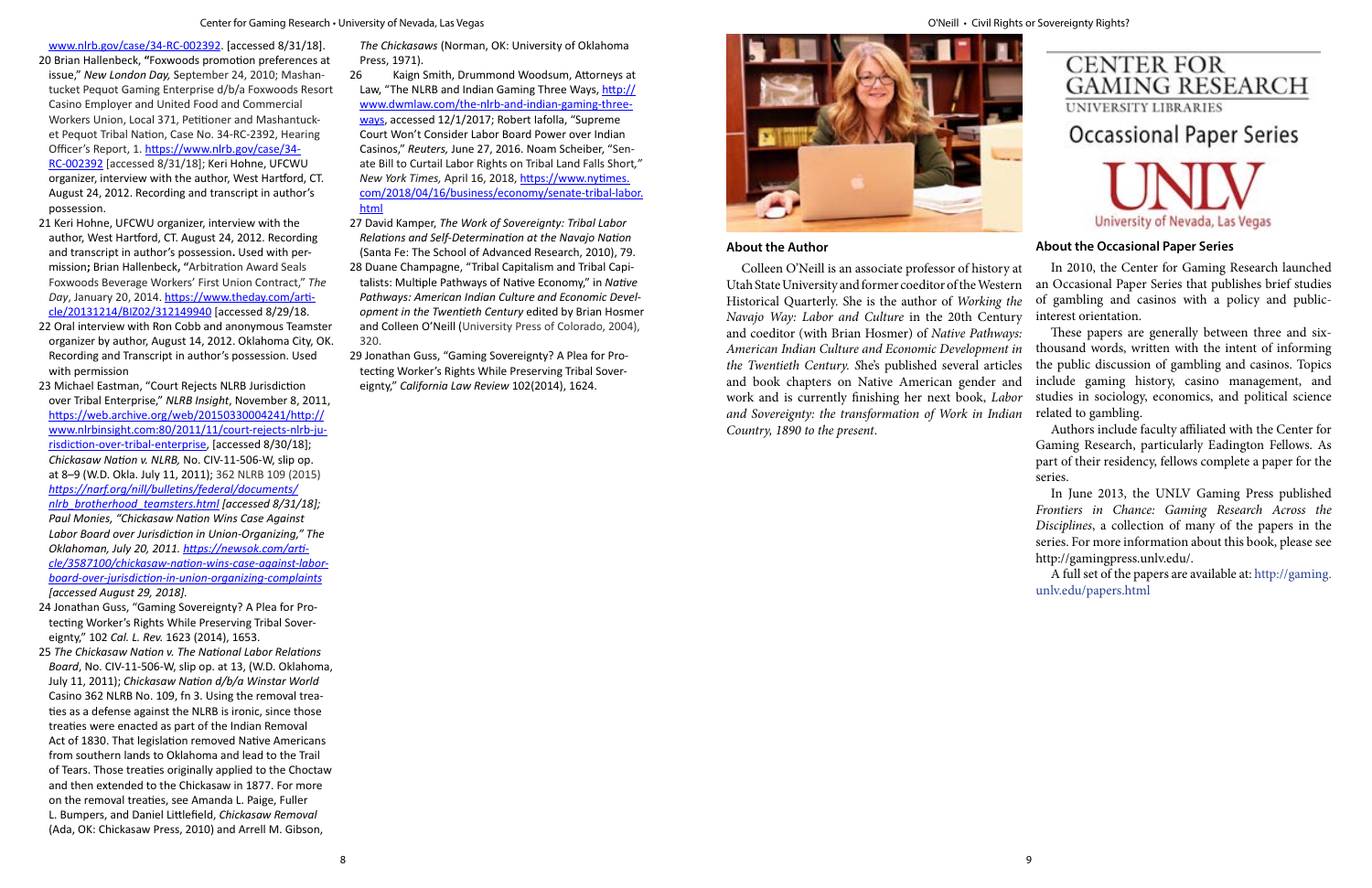www.nlrb.gov/case/34-RC-002392. [accessed 8/31/18].

20 Brian Hallenbeck, "Foxwoods promotion preferences at issue," *New London Day,* September 24, 2010; Mashantucket Pequot Gaming Enterprise d/b/a Foxwoods Resort Casino Employer and United Food and Commercial Workers Union, Local 371, Petitioner and Mashantucket Pequot Tribal Nation, Case No. 34-RC-2392, Hearing Officer's Report, 1. https://www.nlrb.gov/case/34-RC-002392 [accessed 8/31/18]; Keri Hohne, UFCWU organizer, interview with the author, West Hartford, CT. August 24, 2012. Recording and transcript in author's possession.

21 Keri Hohne, UFCWU organizer, interview with the author, West Hartford, CT. August 24, 2012. Recording and transcript in author's possession. Used with permission; Brian Hallenbeck, "Arbitration Award Seals Foxwoods Beverage Workers' First Union Contract," *The Day*, January 20, 2014. https://www.theday.com/article/20131214/BIZ02/312149940 [accessed 8/29/18.

22 Oral interview with Ron Cobb and anonymous Teamster organizer by author, August 14, 2012. Oklahoma City, OK. Recording and Transcript in author's possession. Used with permission

23 Michael Eastman, "Court Rejects NLRB Jurisdiction over Tribal Enterprise," *NLRB Insight*, November 8, 2011, https://web.archive.org/web/20150330004241/http://www.nlrbinsight.com:80/2011/11/court-rejects-nlrb-jurisdiction-over-tribal-enterprise, [accessed 8/30/18]; *Chickasaw Nation v. NLRB,* No. CIV-11-506-W, slip op. at 8–9 (W.D. Okla. July 11, 2011); 362 NLRB 109 (2015) *https://narf.org/nill/bulletins/federal/documents/nlrb_brotherhood_teamsters.html [accessed 8/31/18]; Paul Monies, "Chickasaw Nation Wins Case Against Labor Board over Jurisdiction in Union-Organizing," The Oklahoman, July 20, 2011. https://newsok.com/article/3587100/chickasaw-nation-wins-case-against-labor-board-over-jurisdiction-in-union-organizing-complaints [accessed August 29, 2018].*

24 Jonathan Guss, "Gaming Sovereignty? A Plea for Protecting Worker's Rights While Preserving Tribal Sovereignty," 102 *Cal. L. Rev.* 1623 (2014), 1653.

25 *The Chickasaw Nation v. The National Labor Relations Board*, No. CIV-11-506-W, slip op. at 13, (W.D. Oklahoma, July 11, 2011); *Chickasaw Nation d/b/a Winstar World* Casino 362 NLRB No. 109, fn 3. Using the removal treaties as a defense against the NLRB is ironic, since those treaties were enacted as part of the Indian Removal Act of 1830. That legislation removed Native Americans from southern lands to Oklahoma and lead to the Trail of Tears. Those treaties originally applied to the Choctaw and then extended to the Chickasaw in 1877. For more on the removal treaties, see Amanda L. Paige, Fuller L. Bumpers, and Daniel Littlefield, *Chickasaw Removal* (Ada, OK: Chickasaw Press, 2010) and Arrell M. Gibson, *The Chickasaws* (Norman, OK: University of Oklahoma Press, 1971).

26 Kaign Smith, Drummond Woodsum, Attorneys at Law, "The NLRB and Indian Gaming Three Ways, http://www.dwmlaw.com/the-nlrb-and-indian-gaming-three-ways, accessed 12/1/2017; Robert Iafolla, "Supreme Court Won't Consider Labor Board Power over Indian Casinos," *Reuters,* June 27, 2016. Noam Scheiber, "Senate Bill to Curtail Labor Rights on Tribal Land Falls Short," *New York Times,* April 16, 2018, https://www.nytimes.com/2018/04/16/business/economy/senate-tribal-labor.html

27 David Kamper, *The Work of Sovereignty: Tribal Labor Relations and Self-Determination at the Navajo Nation* (Santa Fe: The School of Advanced Research, 2010), 79.

28 Duane Champagne, "Tribal Capitalism and Tribal Capitalists: Multiple Pathways of Native Economy," in *Native Pathways: American Indian Culture and Economic Development in the Twentieth Century* edited by Brian Hosmer and Colleen O'Neill (University Press of Colorado, 2004), 320.

29 Jonathan Guss, "Gaming Sovereignty? A Plea for Protecting Worker's Rights While Preserving Tribal Sovereignty," *California Law Review* 102(2014), 1624.

## About the Author

Colleen O'Neill is an associate professor of history at Utah State University and former coeditor of the Western Historical Quarterly. She is the author of *Working the Navajo Way: Labor and Culture* in the 20th Century and coeditor (with Brian Hosmer) of *Native Pathways: American Indian Culture and Economic Development in the Twentieth Century.* She's published several articles and book chapters on Native American gender and work and is currently finishing her next book, *Labor and Sovereignty: the transformation of Work in Indian Country, 1890 to the present*.

CENTER FOR GAMING RESEARCH
UNIVERSITY LIBRARIES

Occassional Paper Series

UNLV
University of Nevada, Las Vegas

## About the Occasional Paper Series

In 2010, the Center for Gaming Research launched an Occasional Paper Series that publishes brief studies of gambling and casinos with a policy and public-interest orientation.

These papers are generally between three and six-thousand words, written with the intent of informing the public discussion of gambling and casinos. Topics include gaming history, casino management, and studies in sociology, economics, and political science related to gambling.

Authors include faculty affiliated with the Center for Gaming Research, particularly Eadington Fellows. As part of their residency, fellows complete a paper for the series.

In June 2013, the UNLV Gaming Press published *Frontiers in Chance: Gaming Research Across the Disciplines*, a collection of many of the papers in the series. For more information about this book, please see http://gamingpress.unlv.edu/.

A full set of the papers are available at: http://gaming.unlv.edu/papers.html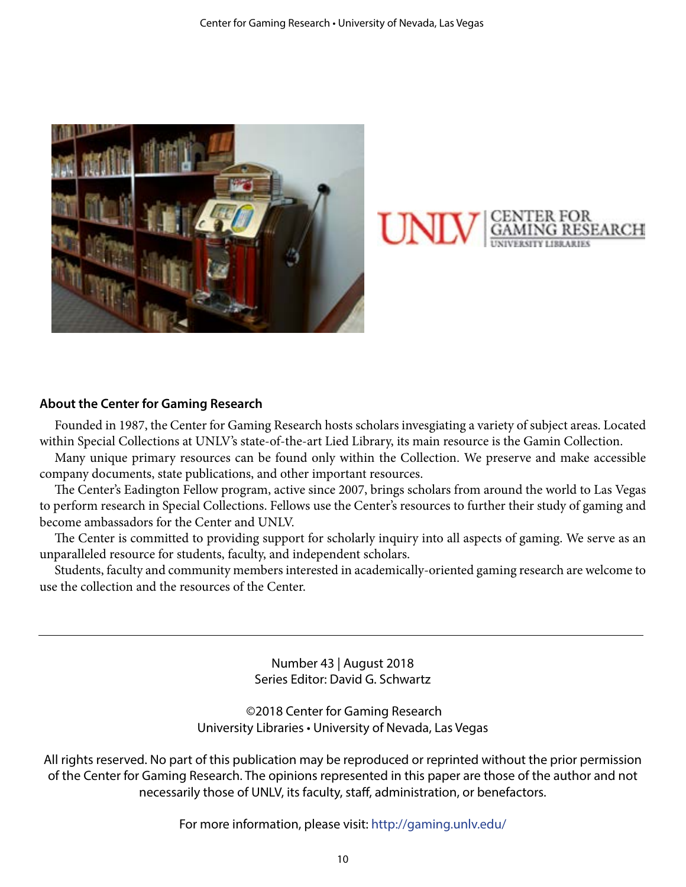## About the Center for Gaming Research

Founded in 1987, the Center for Gaming Research hosts scholars invesgiating a variety of subject areas. Located within Special Collections at UNLV's state-of-the-art Lied Library, its main resource is the Gamin Collection.

Many unique primary resources can be found only within the Collection. We preserve and make accessible company documents, state publications, and other important resources.

The Center's Eadington Fellow program, active since 2007, brings scholars from around the world to Las Vegas to perform research in Special Collections. Fellows use the Center's resources to further their study of gaming and become ambassadors for the Center and UNLV.

The Center is committed to providing support for scholarly inquiry into all aspects of gaming. We serve as an unparalleled resource for students, faculty, and independent scholars.

Students, faculty and community members interested in academically-oriented gaming research are welcome to use the collection and the resources of the Center.

---

Number 43 | August 2018
Series Editor: David G. Schwartz

©2018 Center for Gaming Research
University Libraries • University of Nevada, Las Vegas

All rights reserved. No part of this publication may be reproduced or reprinted without the prior permission of the Center for Gaming Research. The opinions represented in this paper are those of the author and not necessarily those of UNLV, its faculty, staff, administration, or benefactors.

For more information, please visit: http://gaming.unlv.edu/